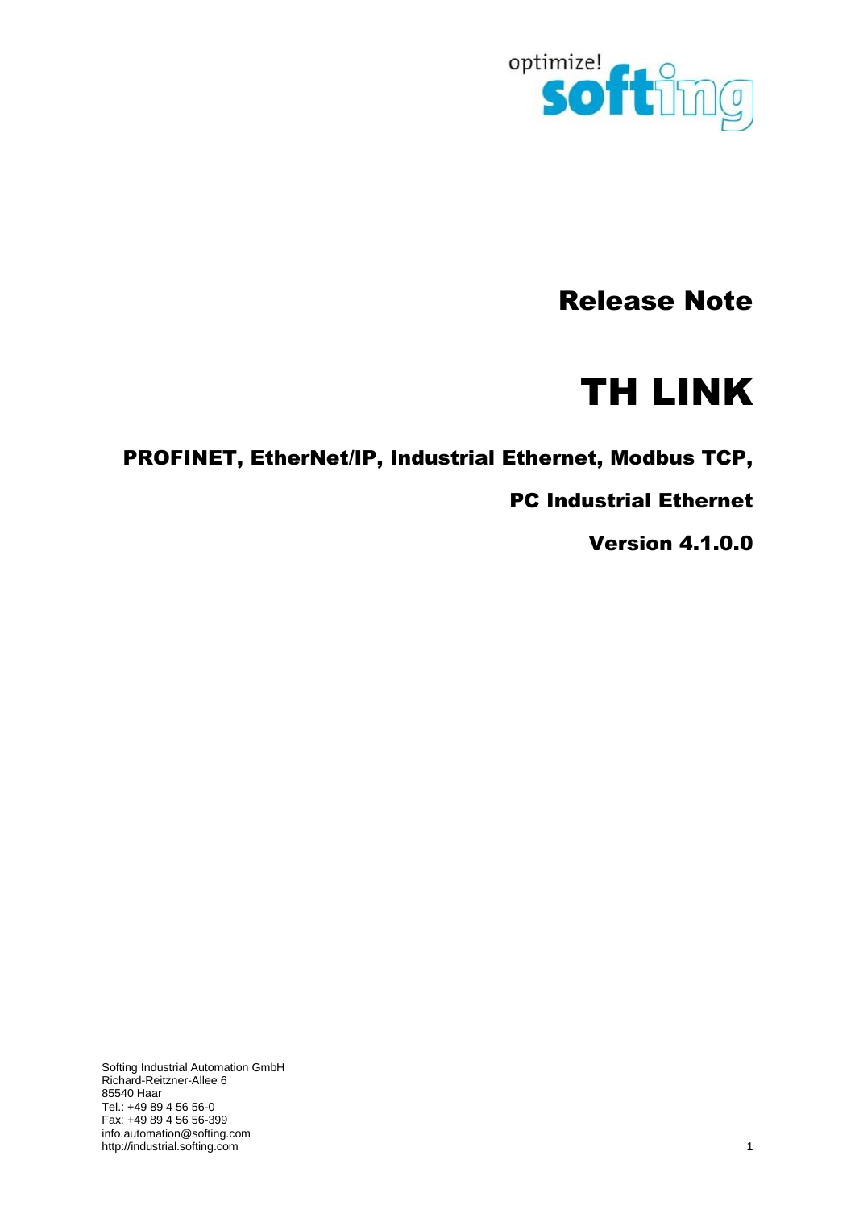optimize! softing

# Release Note

# TH LINK

## PROFINET, EtherNet/IP, Industrial Ethernet, Modbus TCP,

## PC Industrial Ethernet

## Version 4.1.0.0

Softing Industrial Automation GmbH
Richard-Reitzner-Allee 6
85540 Haar
Tel.: +49 89 4 56 56-0
Fax: +49 89 4 56 56-399
info.automation@softing.com
http://industrial.softing.com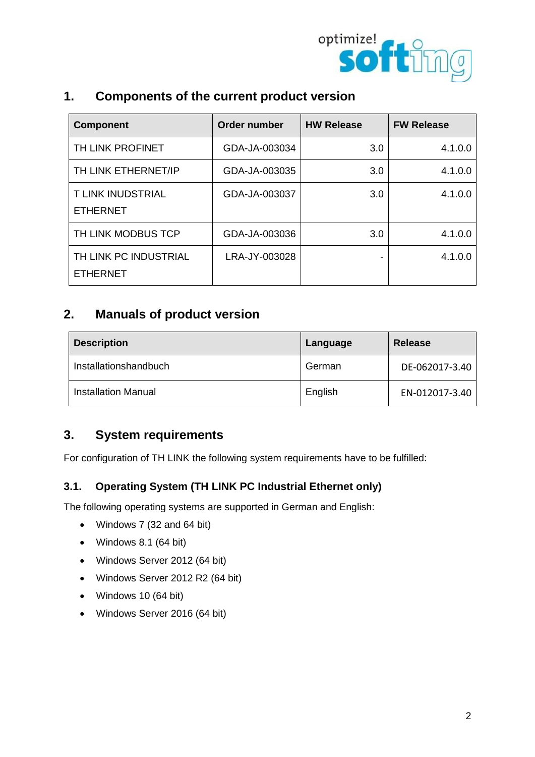## 1. Components of the current product version

| Component | Order number | HW Release | FW Release |
|---|---|---|---|
| TH LINK PROFINET | GDA-JA-003034 | 3.0 | 4.1.0.0 |
| TH LINK ETHERNET/IP | GDA-JA-003035 | 3.0 | 4.1.0.0 |
| T LINK INUDSTRIAL ETHERNET | GDA-JA-003037 | 3.0 | 4.1.0.0 |
| TH LINK MODBUS TCP | GDA-JA-003036 | 3.0 | 4.1.0.0 |
| TH LINK PC INDUSTRIAL ETHERNET | LRA-JY-003028 | - | 4.1.0.0 |

## 2. Manuals of product version

| Description | Language | Release |
|---|---|---|
| Installationshandbuch | German | DE-062017-3.40 |
| Installation Manual | English | EN-012017-3.40 |

## 3. System requirements

For configuration of TH LINK the following system requirements have to be fulfilled:

### 3.1. Operating System (TH LINK PC Industrial Ethernet only)

The following operating systems are supported in German and English:

- Windows 7 (32 and 64 bit)
- Windows 8.1 (64 bit)
- Windows Server 2012 (64 bit)
- Windows Server 2012 R2 (64 bit)
- Windows 10 (64 bit)
- Windows Server 2016 (64 bit)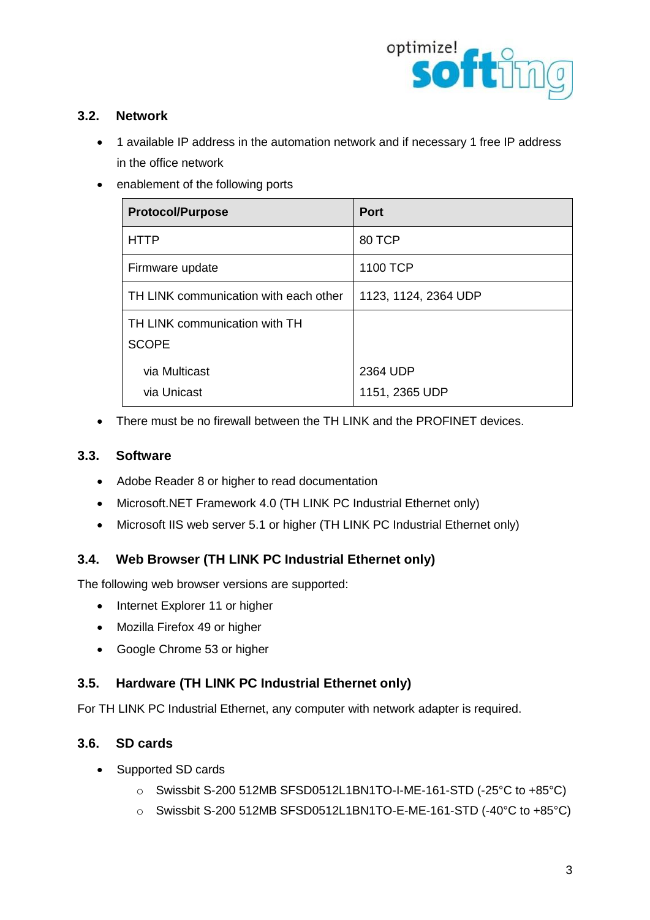### 3.2. Network

- 1 available IP address in the automation network and if necessary 1 free IP address in the office network
- enablement of the following ports

| Protocol/Purpose | Port |
|---|---|
| HTTP | 80 TCP |
| Firmware update | 1100 TCP |
| TH LINK communication with each other | 1123, 1124, 2364 UDP |
| TH LINK communication with TH SCOPE | |
| via Multicast | 2364 UDP |
| via Unicast | 1151, 2365 UDP |

- There must be no firewall between the TH LINK and the PROFINET devices.

### 3.3. Software

- Adobe Reader 8 or higher to read documentation
- Microsoft.NET Framework 4.0 (TH LINK PC Industrial Ethernet only)
- Microsoft IIS web server 5.1 or higher (TH LINK PC Industrial Ethernet only)

### 3.4. Web Browser (TH LINK PC Industrial Ethernet only)

The following web browser versions are supported:

- Internet Explorer 11 or higher
- Mozilla Firefox 49 or higher
- Google Chrome 53 or higher

### 3.5. Hardware (TH LINK PC Industrial Ethernet only)

For TH LINK PC Industrial Ethernet, any computer with network adapter is required.

### 3.6. SD cards

- Supported SD cards
  - Swissbit S-200 512MB SFSD0512L1BN1TO-I-ME-161-STD (-25°C to +85°C)
  - Swissbit S-200 512MB SFSD0512L1BN1TO-E-ME-161-STD (-40°C to +85°C)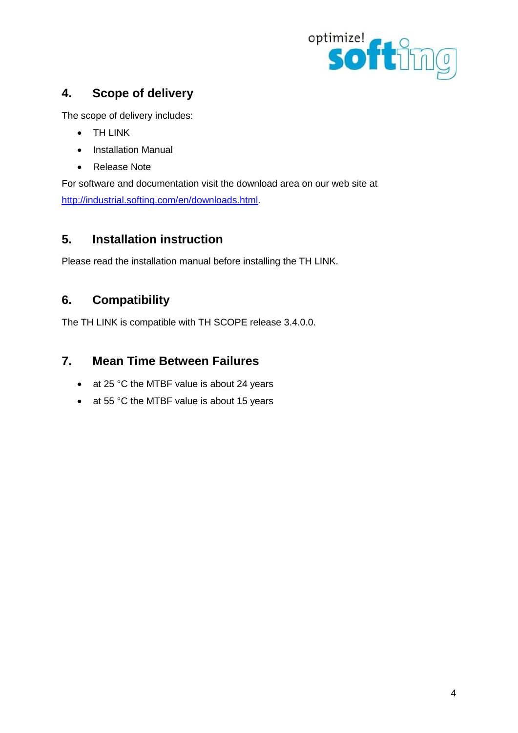## 4. Scope of delivery

The scope of delivery includes:

- TH LINK
- Installation Manual
- Release Note

For software and documentation visit the download area on our web site at [http://industrial.softing.com/en/downloads.html](http://industrial.softing.com/en/downloads.html).

## 5. Installation instruction

Please read the installation manual before installing the TH LINK.

## 6. Compatibility

The TH LINK is compatible with TH SCOPE release 3.4.0.0.

## 7. Mean Time Between Failures

- at 25 °C the MTBF value is about 24 years
- at 55 °C the MTBF value is about 15 years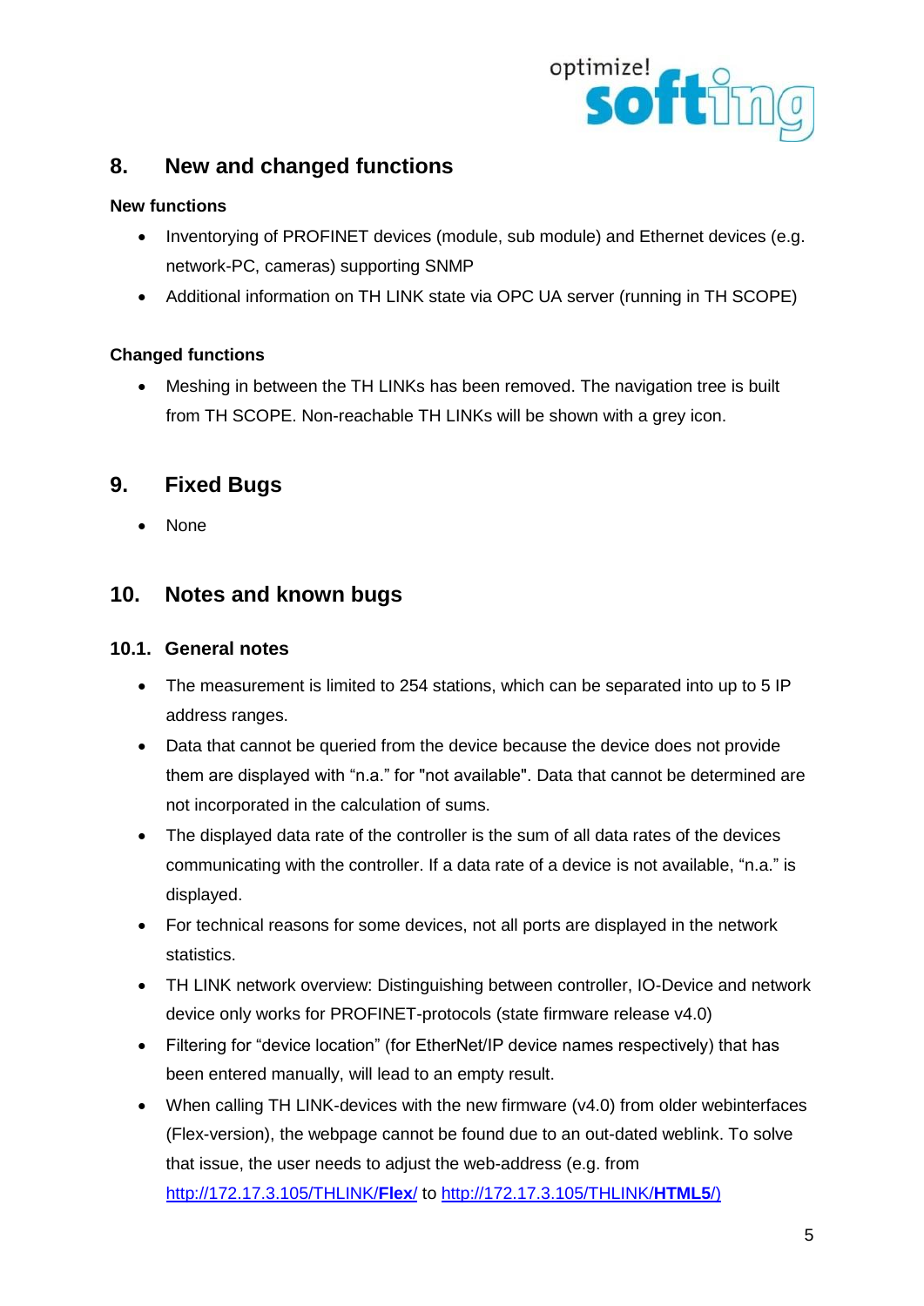## 8. New and changed functions

**New functions**

- Inventorying of PROFINET devices (module, sub module) and Ethernet devices (e.g. network-PC, cameras) supporting SNMP
- Additional information on TH LINK state via OPC UA server (running in TH SCOPE)

**Changed functions**

- Meshing in between the TH LINKs has been removed. The navigation tree is built from TH SCOPE. Non-reachable TH LINKs will be shown with a grey icon.

## 9. Fixed Bugs

- None

## 10. Notes and known bugs

### 10.1. General notes

- The measurement is limited to 254 stations, which can be separated into up to 5 IP address ranges.
- Data that cannot be queried from the device because the device does not provide them are displayed with “n.a.” for "not available". Data that cannot be determined are not incorporated in the calculation of sums.
- The displayed data rate of the controller is the sum of all data rates of the devices communicating with the controller. If a data rate of a device is not available, “n.a.” is displayed.
- For technical reasons for some devices, not all ports are displayed in the network statistics.
- TH LINK network overview: Distinguishing between controller, IO-Device and network device only works for PROFINET-protocols (state firmware release v4.0)
- Filtering for “device location” (for EtherNet/IP device names respectively) that has been entered manually, will lead to an empty result.
- When calling TH LINK-devices with the new firmware (v4.0) from older webinterfaces (Flex-version), the webpage cannot be found due to an out-dated weblink. To solve that issue, the user needs to adjust the web-address (e.g. from http://172.17.3.105/THLINK/**Flex**/ to http://172.17.3.105/THLINK/**HTML5**/)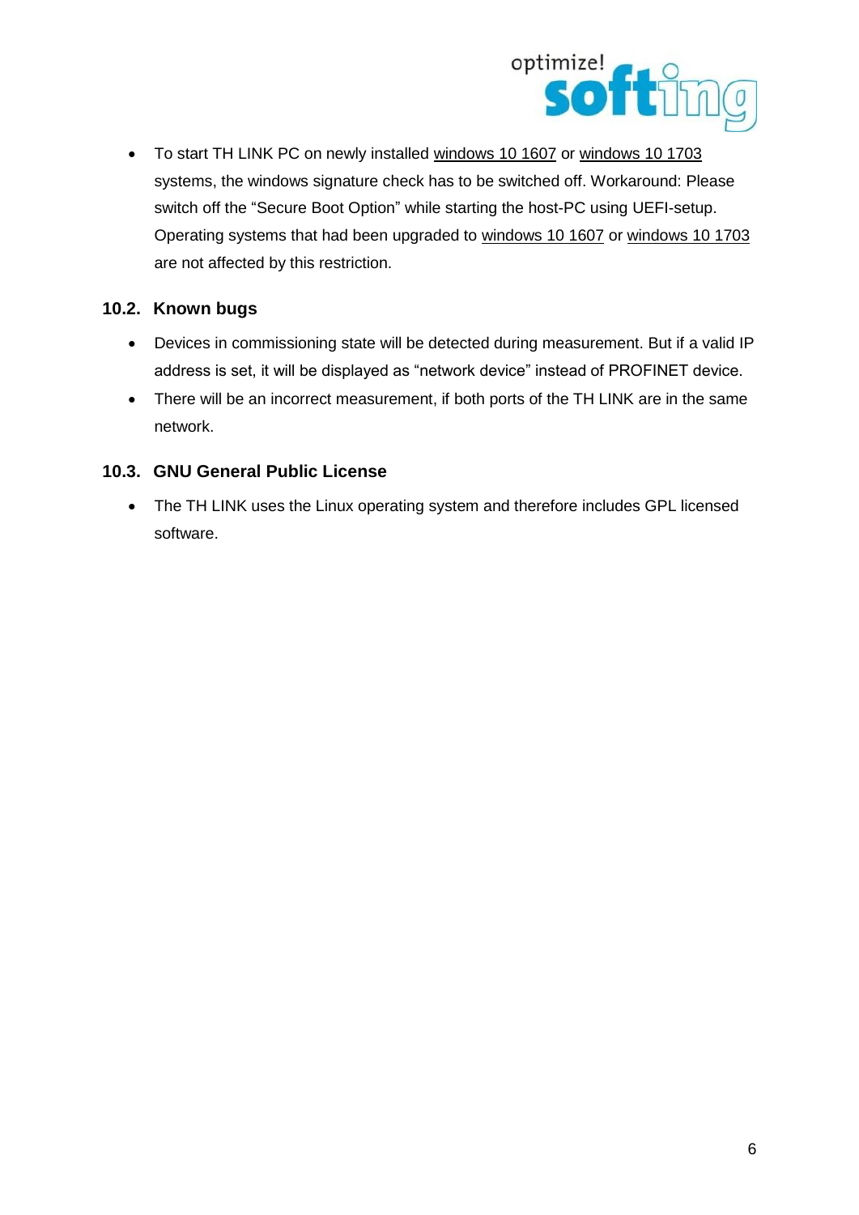- To start TH LINK PC on newly installed windows 10 1607 or windows 10 1703 systems, the windows signature check has to be switched off. Workaround: Please switch off the "Secure Boot Option" while starting the host-PC using UEFI-setup. Operating systems that had been upgraded to windows 10 1607 or windows 10 1703 are not affected by this restriction.

### 10.2. Known bugs

- Devices in commissioning state will be detected during measurement. But if a valid IP address is set, it will be displayed as "network device" instead of PROFINET device.
- There will be an incorrect measurement, if both ports of the TH LINK are in the same network.

### 10.3. GNU General Public License

- The TH LINK uses the Linux operating system and therefore includes GPL licensed software.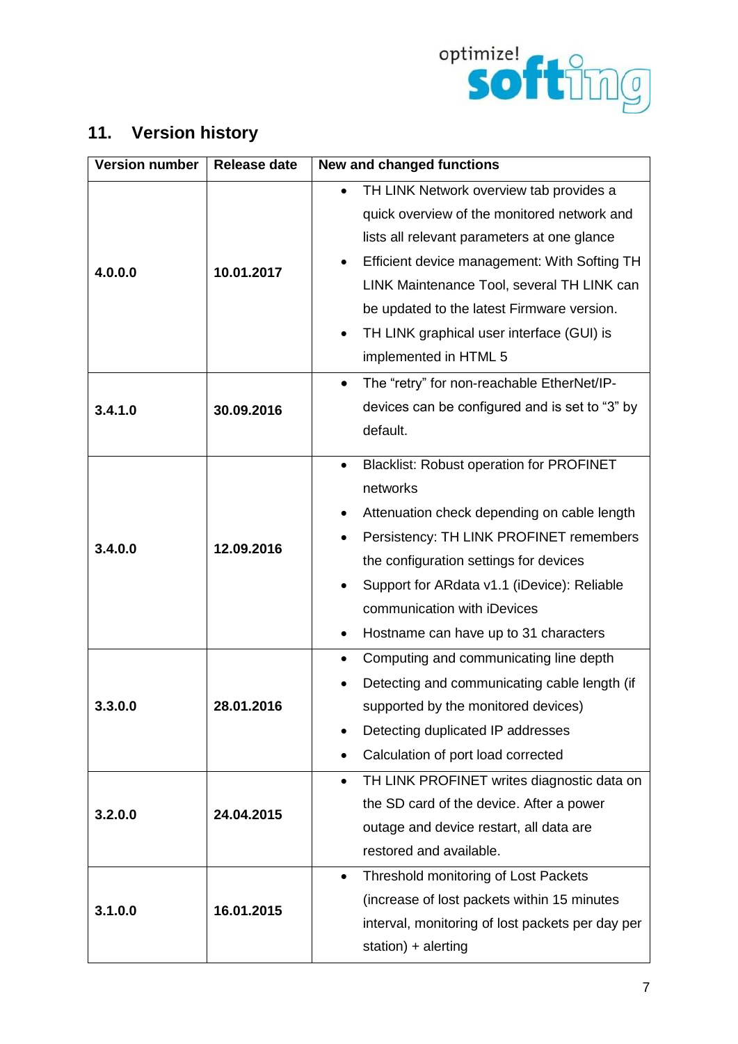## 11. Version history

| Version number | Release date | New and changed functions |
|---|---|---|
| **4.0.0.0** | **10.01.2017** | • TH LINK Network overview tab provides a quick overview of the monitored network and lists all relevant parameters at one glance<br>• Efficient device management: With Softing TH LINK Maintenance Tool, several TH LINK can be updated to the latest Firmware version.<br>• TH LINK graphical user interface (GUI) is implemented in HTML 5 |
| **3.4.1.0** | **30.09.2016** | • The “retry” for non-reachable EtherNet/IP-devices can be configured and is set to “3” by default. |
| **3.4.0.0** | **12.09.2016** | • Blacklist: Robust operation for PROFINET networks<br>• Attenuation check depending on cable length<br>• Persistency: TH LINK PROFINET remembers the configuration settings for devices<br>• Support for ARdata v1.1 (iDevice): Reliable communication with iDevices<br>• Hostname can have up to 31 characters |
| **3.3.0.0** | **28.01.2016** | • Computing and communicating line depth<br>• Detecting and communicating cable length (if supported by the monitored devices)<br>• Detecting duplicated IP addresses<br>• Calculation of port load corrected |
| **3.2.0.0** | **24.04.2015** | • TH LINK PROFINET writes diagnostic data on the SD card of the device. After a power outage and device restart, all data are restored and available. |
| **3.1.0.0** | **16.01.2015** | • Threshold monitoring of Lost Packets (increase of lost packets within 15 minutes interval, monitoring of lost packets per day per station) + alerting |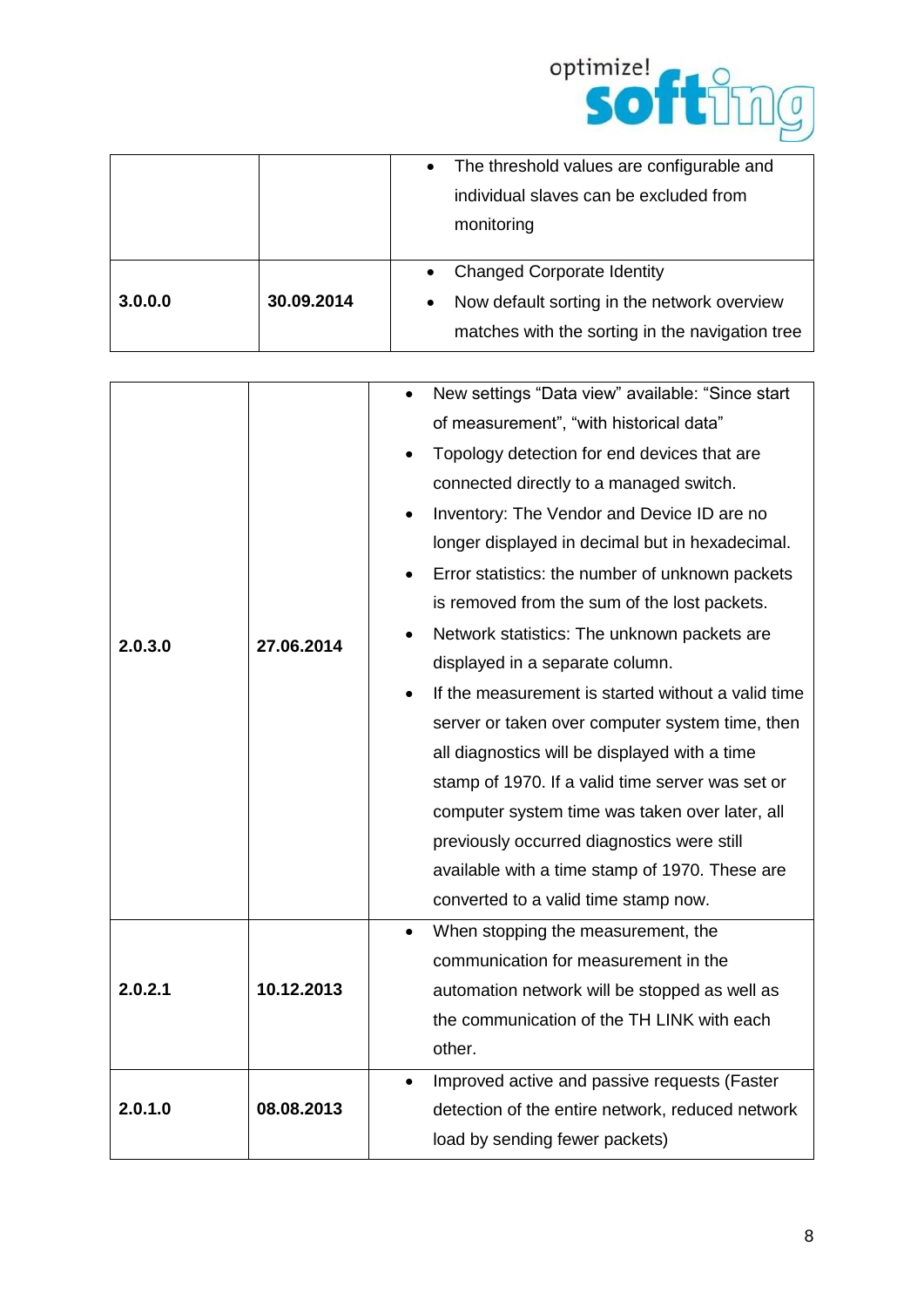| | | |
|---|---|---|
| | | • The threshold values are configurable and individual slaves can be excluded from monitoring |
| **3.0.0.0** | **30.09.2014** | • Changed Corporate Identity<br>• Now default sorting in the network overview matches with the sorting in the navigation tree |

| | | |
|---|---|---|
| **2.0.3.0** | **27.06.2014** | • New settings “Data view” available: “Since start of measurement”, “with historical data”<br>• Topology detection for end devices that are connected directly to a managed switch.<br>• Inventory: The Vendor and Device ID are no longer displayed in decimal but in hexadecimal.<br>• Error statistics: the number of unknown packets is removed from the sum of the lost packets.<br>• Network statistics: The unknown packets are displayed in a separate column.<br>• If the measurement is started without a valid time server or taken over computer system time, then all diagnostics will be displayed with a time stamp of 1970. If a valid time server was set or computer system time was taken over later, all previously occurred diagnostics were still available with a time stamp of 1970. These are converted to a valid time stamp now. |
| **2.0.2.1** | **10.12.2013** | • When stopping the measurement, the communication for measurement in the automation network will be stopped as well as the communication of the TH LINK with each other. |
| **2.0.1.0** | **08.08.2013** | • Improved active and passive requests (Faster detection of the entire network, reduced network load by sending fewer packets) |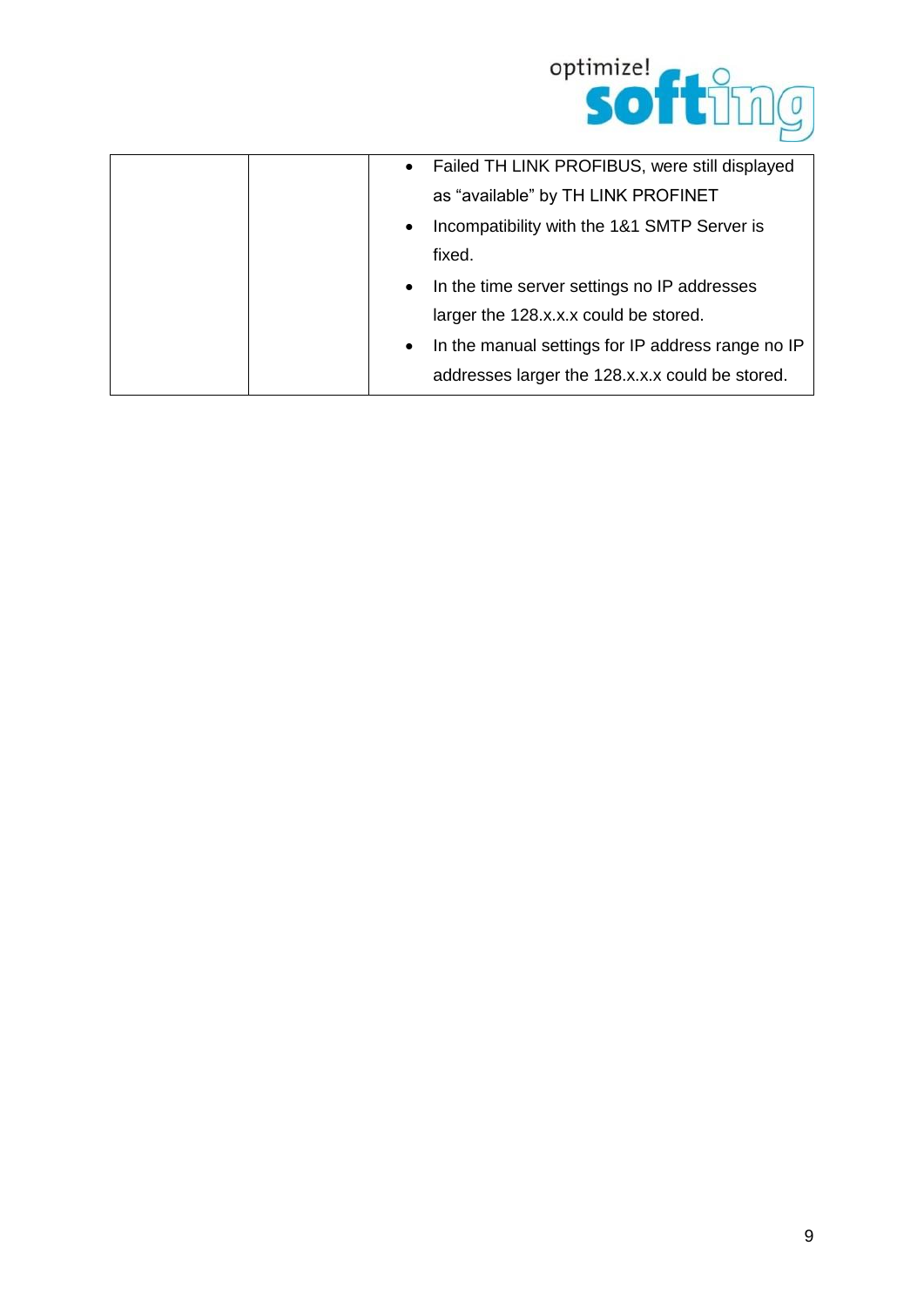| | | <ul><li>Failed TH LINK PROFIBUS, were still displayed as "available" by TH LINK PROFINET</li><li>Incompatibility with the 1&1 SMTP Server is fixed.</li><li>In the time server settings no IP addresses larger the 128.x.x.x could be stored.</li><li>In the manual settings for IP address range no IP addresses larger the 128.x.x.x could be stored.</li></ul> |
|---|---|---|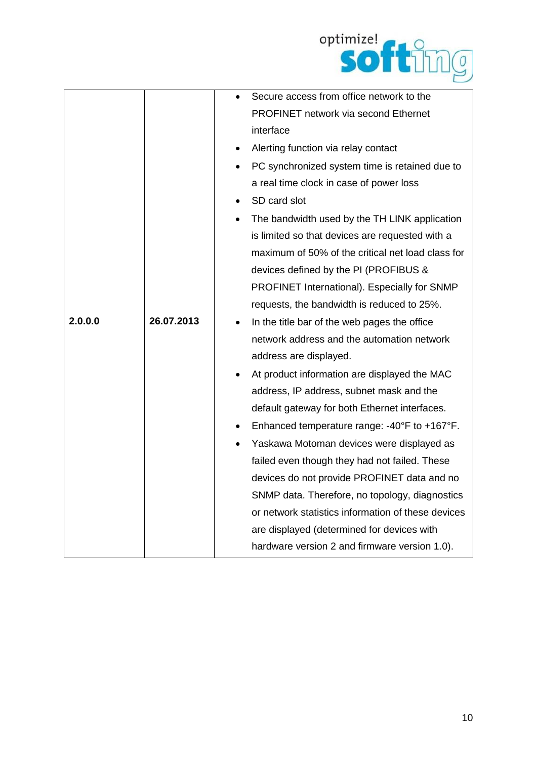| | | |
|---|---|---|
| **2.0.0.0** | **26.07.2013** | • Secure access from office network to the PROFINET network via second Ethernet interface<br>• Alerting function via relay contact<br>• PC synchronized system time is retained due to a real time clock in case of power loss<br>• SD card slot<br>• The bandwidth used by the TH LINK application is limited so that devices are requested with a maximum of 50% of the critical net load class for devices defined by the PI (PROFIBUS & PROFINET International). Especially for SNMP requests, the bandwidth is reduced to 25%.<br>• In the title bar of the web pages the office network address and the automation network address are displayed.<br>• At product information are displayed the MAC address, IP address, subnet mask and the default gateway for both Ethernet interfaces.<br>• Enhanced temperature range: -40°F to +167°F.<br>• Yaskawa Motoman devices were displayed as failed even though they had not failed. These devices do not provide PROFINET data and no SNMP data. Therefore, no topology, diagnostics or network statistics information of these devices are displayed (determined for devices with hardware version 2 and firmware version 1.0). |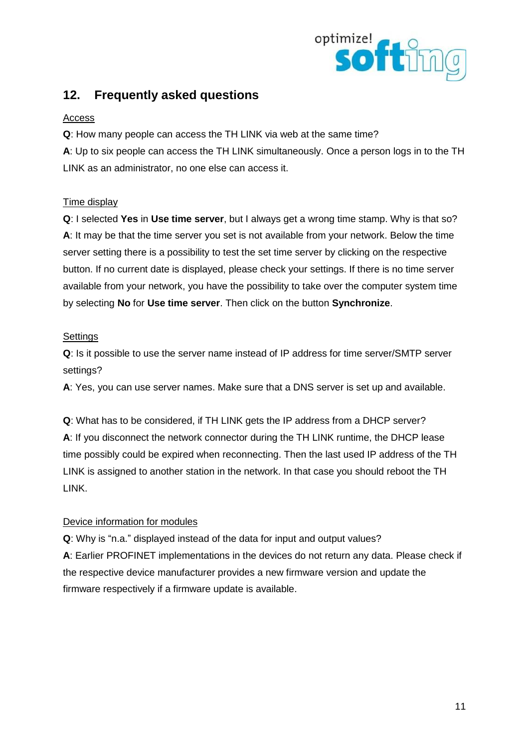## 12. Frequently asked questions

Access

**Q**: How many people can access the TH LINK via web at the same time?

**A**: Up to six people can access the TH LINK simultaneously. Once a person logs in to the TH LINK as an administrator, no one else can access it.

Time display

**Q**: I selected **Yes** in **Use time server**, but I always get a wrong time stamp. Why is that so?

**A**: It may be that the time server you set is not available from your network. Below the time server setting there is a possibility to test the set time server by clicking on the respective button. If no current date is displayed, please check your settings. If there is no time server available from your network, you have the possibility to take over the computer system time by selecting **No** for **Use time server**. Then click on the button **Synchronize**.

Settings

**Q**: Is it possible to use the server name instead of IP address for time server/SMTP server settings?

**A**: Yes, you can use server names. Make sure that a DNS server is set up and available.

**Q**: What has to be considered, if TH LINK gets the IP address from a DHCP server?

**A**: If you disconnect the network connector during the TH LINK runtime, the DHCP lease time possibly could be expired when reconnecting. Then the last used IP address of the TH LINK is assigned to another station in the network. In that case you should reboot the TH LINK.

Device information for modules

**Q**: Why is "n.a." displayed instead of the data for input and output values?

**A**: Earlier PROFINET implementations in the devices do not return any data. Please check if the respective device manufacturer provides a new firmware version and update the firmware respectively if a firmware update is available.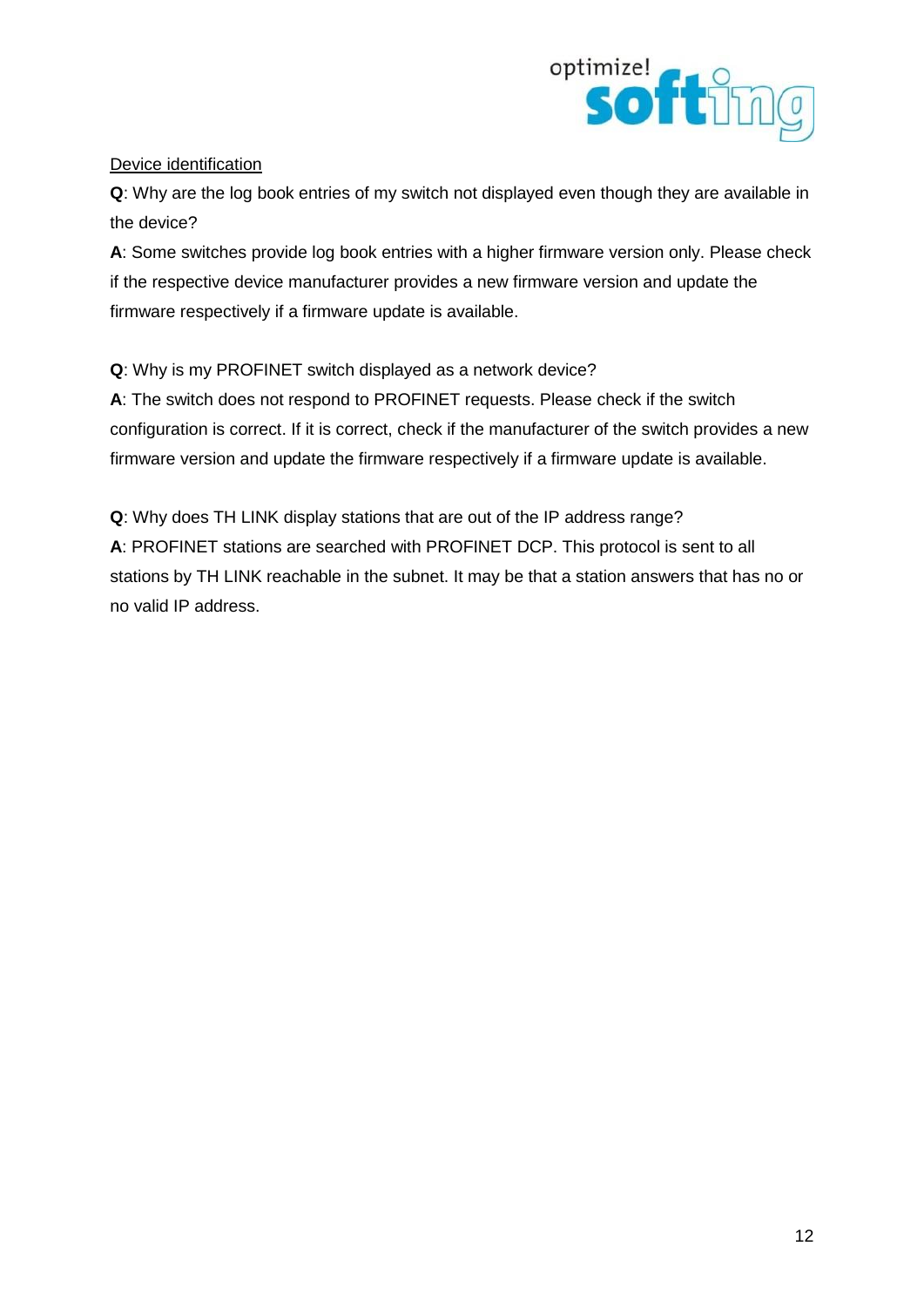Device identification

**Q**: Why are the log book entries of my switch not displayed even though they are available in the device?

**A**: Some switches provide log book entries with a higher firmware version only. Please check if the respective device manufacturer provides a new firmware version and update the firmware respectively if a firmware update is available.

**Q**: Why is my PROFINET switch displayed as a network device?

**A**: The switch does not respond to PROFINET requests. Please check if the switch configuration is correct. If it is correct, check if the manufacturer of the switch provides a new firmware version and update the firmware respectively if a firmware update is available.

**Q**: Why does TH LINK display stations that are out of the IP address range?

**A**: PROFINET stations are searched with PROFINET DCP. This protocol is sent to all stations by TH LINK reachable in the subnet. It may be that a station answers that has no or no valid IP address.